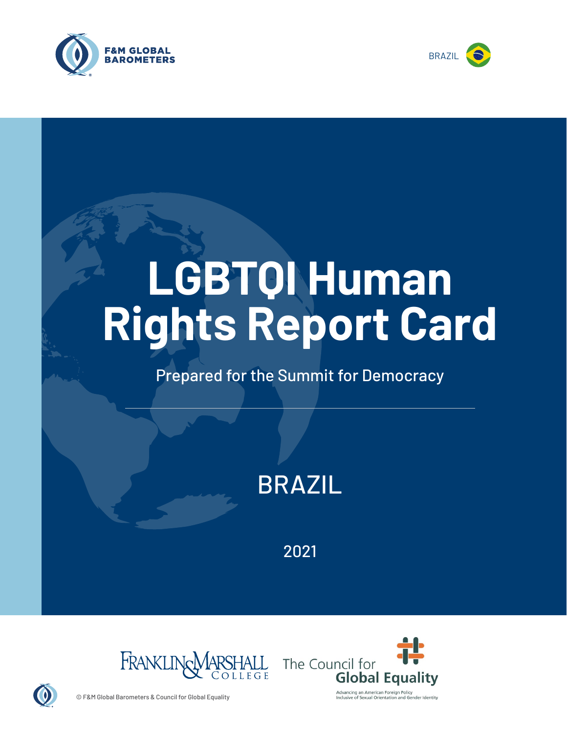F&M GLOBAL BAROMETERS

BRAZIL

# LGBTQI Human Rights Report Card

Prepared for the Summit for Democracy

## BRAZIL

2021

Franklin & Marshall College

The Council for Global Equality

Advancing an American Foreign Policy Inclusive of Sexual Orientation and Gender Identity

© F&M Global Barometers & Council for Global Equality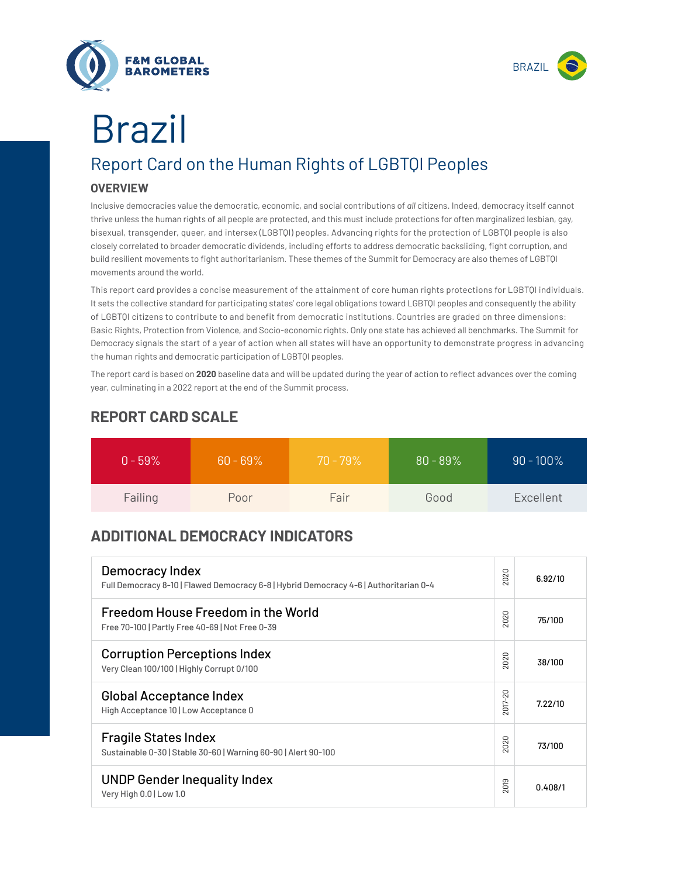F&M GLOBAL BAROMETERS

BRAZIL

# Brazil

## Report Card on the Human Rights of LGBTQI Peoples

### OVERVIEW

Inclusive democracies value the democratic, economic, and social contributions of *all* citizens. Indeed, democracy itself cannot thrive unless the human rights of all people are protected, and this must include protections for often marginalized lesbian, gay, bisexual, transgender, queer, and intersex (LGBTQI) peoples. Advancing rights for the protection of LGBTQI people is also closely correlated to broader democratic dividends, including efforts to address democratic backsliding, fight corruption, and build resilient movements to fight authoritarianism. These themes of the Summit for Democracy are also themes of LGBTQI movements around the world.

This report card provides a concise measurement of the attainment of core human rights protections for LGBTQI individuals. It sets the collective standard for participating states' core legal obligations toward LGBTQI peoples and consequently the ability of LGBTQI citizens to contribute to and benefit from democratic institutions. Countries are graded on three dimensions: Basic Rights, Protection from Violence, and Socio-economic rights. Only one state has achieved all benchmarks. The Summit for Democracy signals the start of a year of action when all states will have an opportunity to demonstrate progress in advancing the human rights and democratic participation of LGBTQI peoples.

The report card is based on **2020** baseline data and will be updated during the year of action to reflect advances over the coming year, culminating in a 2022 report at the end of the Summit process.

## REPORT CARD SCALE

| 0 - 59% | 60 - 69% | 70 - 79% | 80 - 89% | 90 - 100% |
|---|---|---|---|---|
| Failing | Poor | Fair | Good | Excellent |

## ADDITIONAL DEMOCRACY INDICATORS

| Indicator | Year | Score |
|---|---|---|
| **Democracy Index**<br>Full Democracy 8-10 \| Flawed Democracy 6-8 \| Hybrid Democracy 4-6 \| Authoritarian 0-4 | 2020 | 6.92/10 |
| **Freedom House Freedom in the World**<br>Free 70-100 \| Partly Free 40-69 \| Not Free 0-39 | 2020 | 75/100 |
| **Corruption Perceptions Index**<br>Very Clean 100/100 \| Highly Corrupt 0/100 | 2020 | 38/100 |
| **Global Acceptance Index**<br>High Acceptance 10 \| Low Acceptance 0 | 2017-20 | 7.22/10 |
| **Fragile States Index**<br>Sustainable 0-30 \| Stable 30-60 \| Warning 60-90 \| Alert 90-100 | 2020 | 73/100 |
| **UNDP Gender Inequality Index**<br>Very High 0.0 \| Low 1.0 | 2019 | 0.408/1 |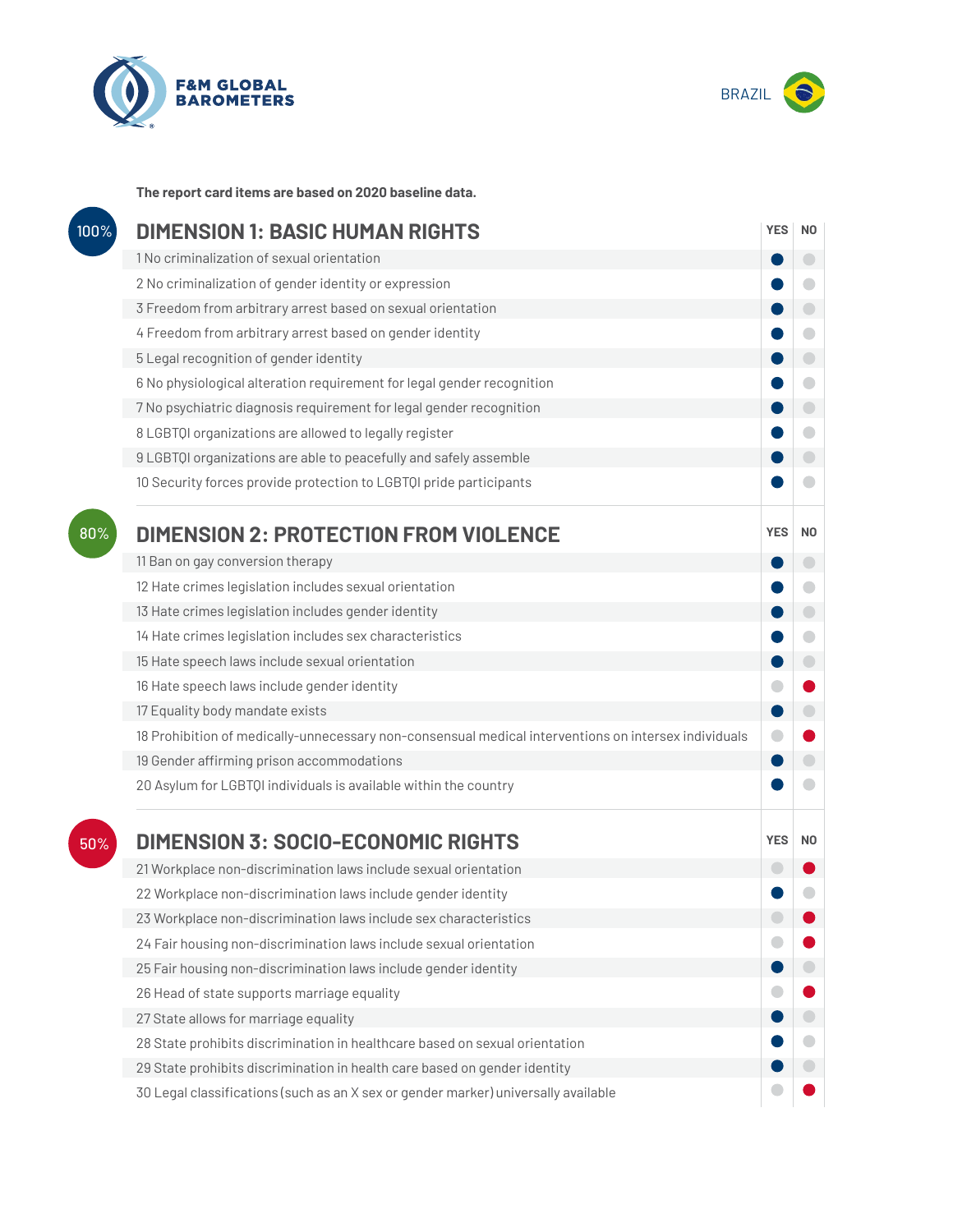F&M GLOBAL BAROMETERS

BRAZIL

**The report card items are based on 2020 baseline data.**

## DIMENSION 1: BASIC HUMAN RIGHTS

100%

| Item | YES | NO |
|---|---|---|
| 1 No criminalization of sexual orientation | ● | |
| 2 No criminalization of gender identity or expression | ● | |
| 3 Freedom from arbitrary arrest based on sexual orientation | ● | |
| 4 Freedom from arbitrary arrest based on gender identity | ● | |
| 5 Legal recognition of gender identity | ● | |
| 6 No physiological alteration requirement for legal gender recognition | ● | |
| 7 No psychiatric diagnosis requirement for legal gender recognition | ● | |
| 8 LGBTQI organizations are allowed to legally register | ● | |
| 9 LGBTQI organizations are able to peacefully and safely assemble | ● | |
| 10 Security forces provide protection to LGBTQI pride participants | ● | |

## DIMENSION 2: PROTECTION FROM VIOLENCE

80%

| Item | YES | NO |
|---|---|---|
| 11 Ban on gay conversion therapy | ● | |
| 12 Hate crimes legislation includes sexual orientation | ● | |
| 13 Hate crimes legislation includes gender identity | ● | |
| 14 Hate crimes legislation includes sex characteristics | ● | |
| 15 Hate speech laws include sexual orientation | ● | |
| 16 Hate speech laws include gender identity | | ● |
| 17 Equality body mandate exists | ● | |
| 18 Prohibition of medically-unnecessary non-consensual medical interventions on intersex individuals | | ● |
| 19 Gender affirming prison accommodations | ● | |
| 20 Asylum for LGBTQI individuals is available within the country | ● | |

## DIMENSION 3: SOCIO-ECONOMIC RIGHTS

50%

| Item | YES | NO |
|---|---|---|
| 21 Workplace non-discrimination laws include sexual orientation | | ● |
| 22 Workplace non-discrimination laws include gender identity | ● | |
| 23 Workplace non-discrimination laws include sex characteristics | | ● |
| 24 Fair housing non-discrimination laws include sexual orientation | | ● |
| 25 Fair housing non-discrimination laws include gender identity | ● | |
| 26 Head of state supports marriage equality | | ● |
| 27 State allows for marriage equality | ● | |
| 28 State prohibits discrimination in healthcare based on sexual orientation | ● | |
| 29 State prohibits discrimination in health care based on gender identity | ● | |
| 30 Legal classifications (such as an X sex or gender marker) universally available | | ● |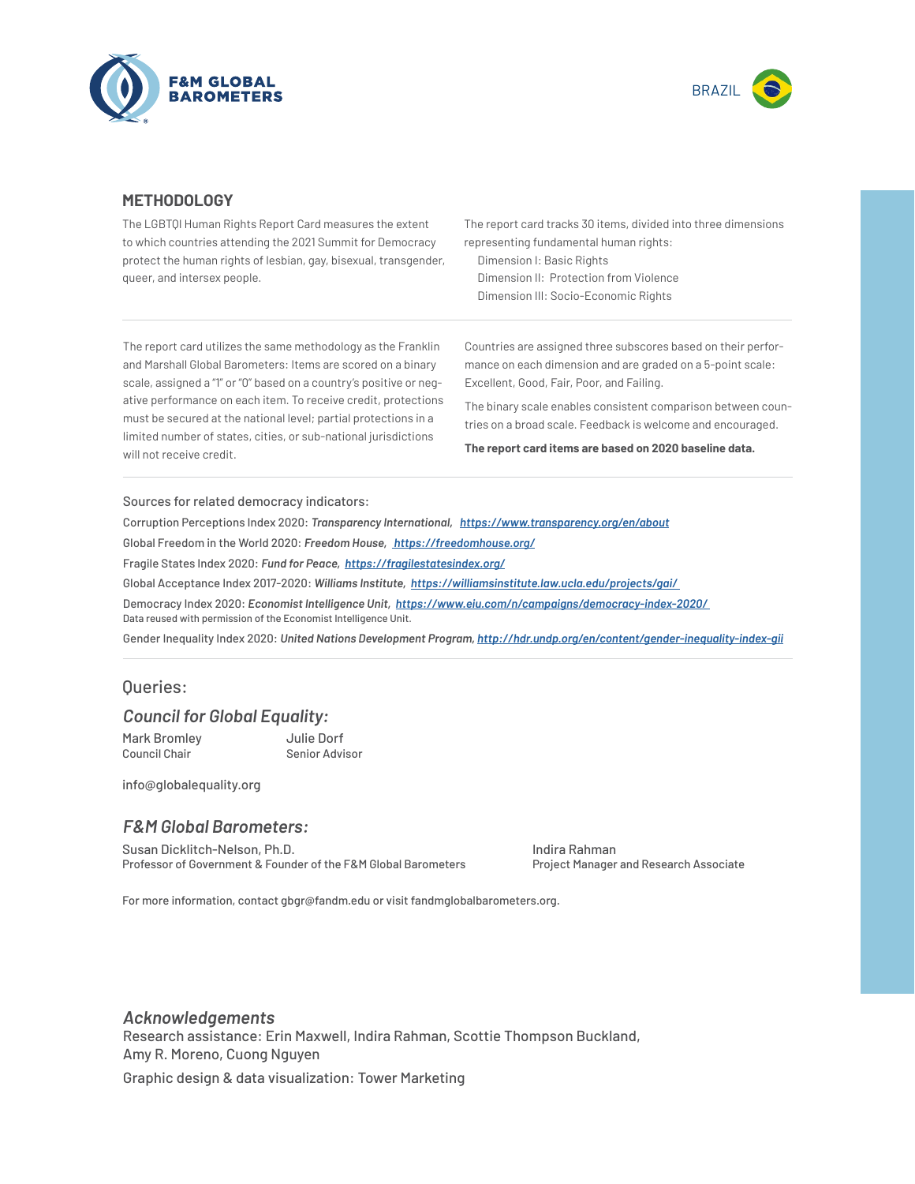F&M GLOBAL BAROMETERS

BRAZIL

## METHODOLOGY

The LGBTQI Human Rights Report Card measures the extent to which countries attending the 2021 Summit for Democracy protect the human rights of lesbian, gay, bisexual, transgender, queer, and intersex people.

The report card tracks 30 items, divided into three dimensions representing fundamental human rights:

- Dimension I: Basic Rights
- Dimension II: Protection from Violence
- Dimension III: Socio-Economic Rights

The report card utilizes the same methodology as the Franklin and Marshall Global Barometers: Items are scored on a binary scale, assigned a "1" or "0" based on a country's positive or negative performance on each item. To receive credit, protections must be secured at the national level; partial protections in a limited number of states, cities, or sub-national jurisdictions will not receive credit.

Countries are assigned three subscores based on their performance on each dimension and are graded on a 5-point scale: Excellent, Good, Fair, Poor, and Failing.

The binary scale enables consistent comparison between countries on a broad scale. Feedback is welcome and encouraged.

**The report card items are based on 2020 baseline data.**

Sources for related democracy indicators:

Corruption Perceptions Index 2020: ***Transparency International,*** ***https://www.transparency.org/en/about***

Global Freedom in the World 2020: ***Freedom House,*** ***https://freedomhouse.org/***

Fragile States Index 2020: ***Fund for Peace,*** ***https://fragilestatesindex.org/***

Global Acceptance Index 2017-2020: ***Williams Institute,*** ***https://williamsinstitute.law.ucla.edu/projects/gai/***

Democracy Index 2020: ***Economist Intelligence Unit,*** ***https://www.eiu.com/n/campaigns/democracy-index-2020/***
Data reused with permission of the Economist Intelligence Unit.

Gender Inequality Index 2020: ***United Nations Development Program,*** ***http://hdr.undp.org/en/content/gender-inequality-index-gii***

## Queries:

### *Council for Global Equality:*

Mark Bromley
Council Chair

Julie Dorf
Senior Advisor

info@globalequality.org

### *F&M Global Barometers:*

Susan Dicklitch-Nelson, Ph.D.
Professor of Government & Founder of the F&M Global Barometers

Indira Rahman
Project Manager and Research Associate

For more information, contact gbgr@fandm.edu or visit fandmglobalbarometers.org.

### *Acknowledgements*

Research assistance: Erin Maxwell, Indira Rahman, Scottie Thompson Buckland, Amy R. Moreno, Cuong Nguyen

Graphic design & data visualization: Tower Marketing